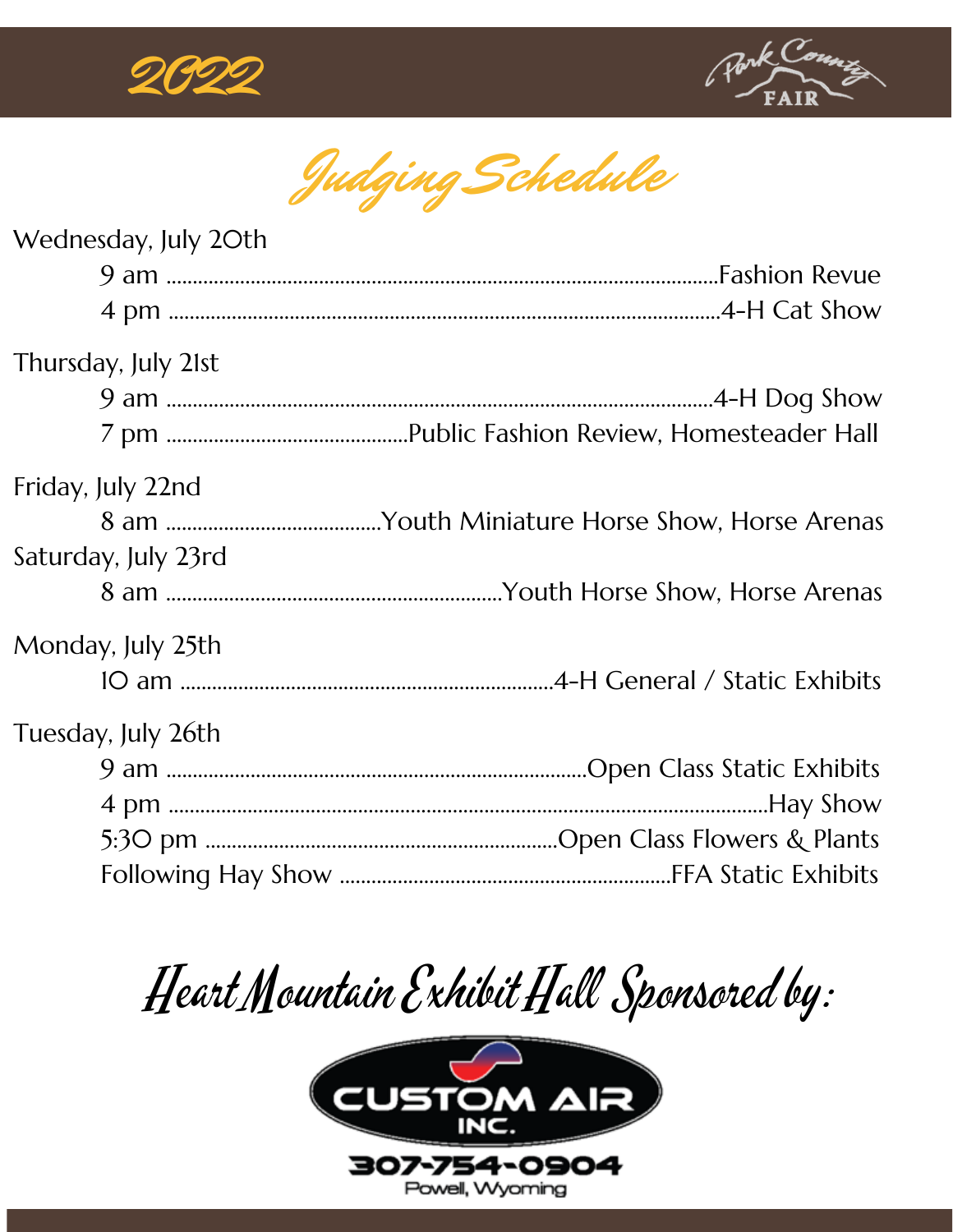2022

Park County FAIR

# Judging Schedule

**Wednesday, July 20th**

- 9 am ........ Fashion Revue
- 4 pm ........ 4-H Cat Show

**Thursday, July 21st**

- 9 am ........ 4-H Dog Show
- 7 pm ........ Public Fashion Review, Homesteader Hall

**Friday, July 22nd**

- 8 am ........ Youth Miniature Horse Show, Horse Arenas

**Saturday, July 23rd**

- 8 am ........ Youth Horse Show, Horse Arenas

**Monday, July 25th**

- 10 am ........ 4-H General / Static Exhibits

**Tuesday, July 26th**

- 9 am ........ Open Class Static Exhibits
- 4 pm ........ Hay Show
- 5:30 pm ........ Open Class Flowers & Plants
- Following Hay Show ........ FFA Static Exhibits

## Heart Mountain Exhibit Hall Sponsored by:

CUSTOM AIR INC.
307-754-0904
Powell, Wyoming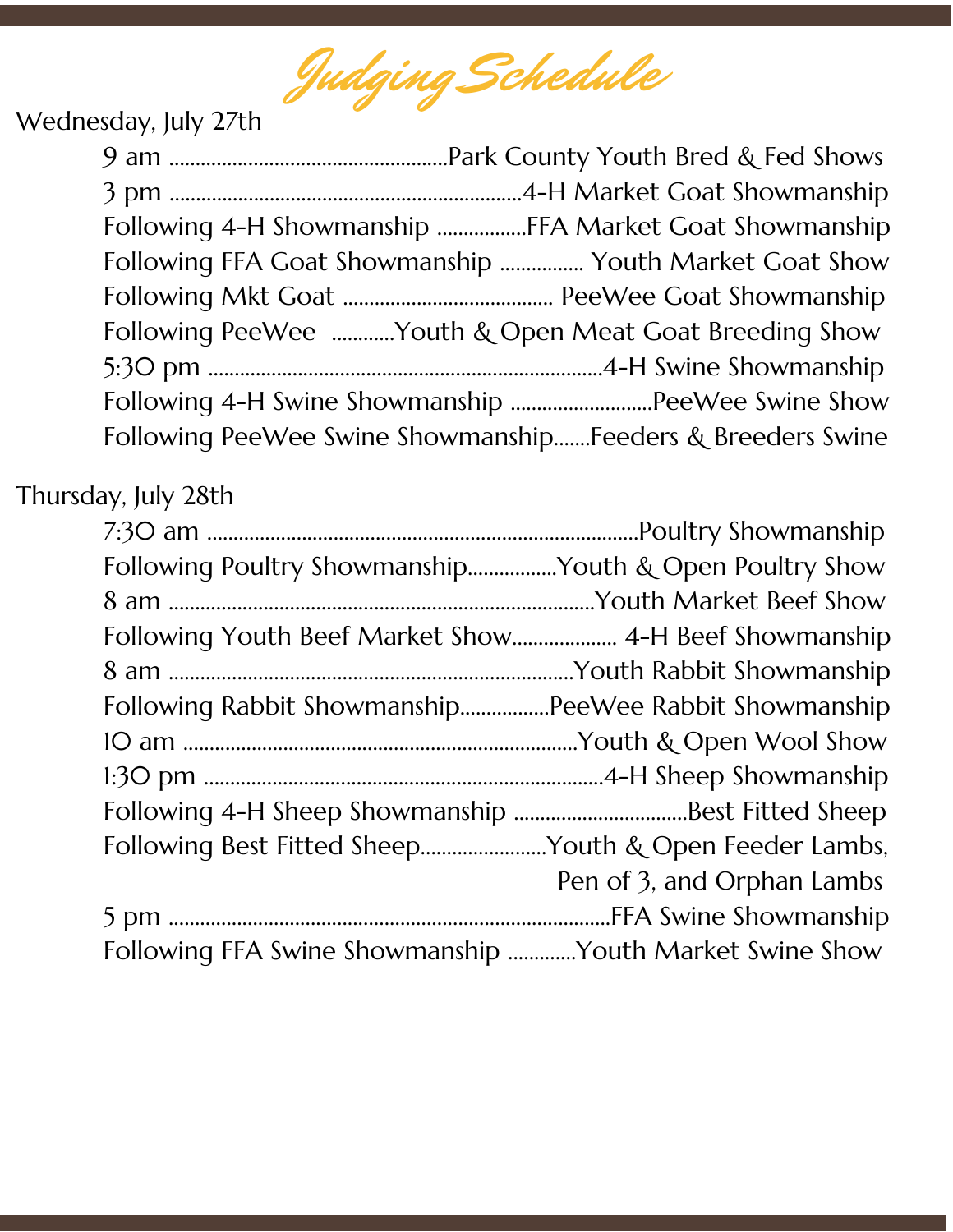# Judging Schedule

Wednesday, July 27th

| Time | Event |
| --- | --- |
| 9 am | Park County Youth Bred & Fed Shows |
| 3 pm | 4-H Market Goat Showmanship |
| Following 4-H Showmanship | FFA Market Goat Showmanship |
| Following FFA Goat Showmanship | Youth Market Goat Show |
| Following Mkt Goat | PeeWee Goat Showmanship |
| Following PeeWee | Youth & Open Meat Goat Breeding Show |
| 5:30 pm | 4-H Swine Showmanship |
| Following 4-H Swine Showmanship | PeeWee Swine Show |
| Following PeeWee Swine Showmanship | Feeders & Breeders Swine |

Thursday, July 28th

| Time | Event |
| --- | --- |
| 7:30 am | Poultry Showmanship |
| Following Poultry Showmanship | Youth & Open Poultry Show |
| 8 am | Youth Market Beef Show |
| Following Youth Beef Market Show | 4-H Beef Showmanship |
| 8 am | Youth Rabbit Showmanship |
| Following Rabbit Showmanship | PeeWee Rabbit Showmanship |
| 10 am | Youth & Open Wool Show |
| 1:30 pm | 4-H Sheep Showmanship |
| Following 4-H Sheep Showmanship | Best Fitted Sheep |
| Following Best Fitted Sheep | Youth & Open Feeder Lambs, Pen of 3, and Orphan Lambs |
| 5 pm | FFA Swine Showmanship |
| Following FFA Swine Showmanship | Youth Market Swine Show |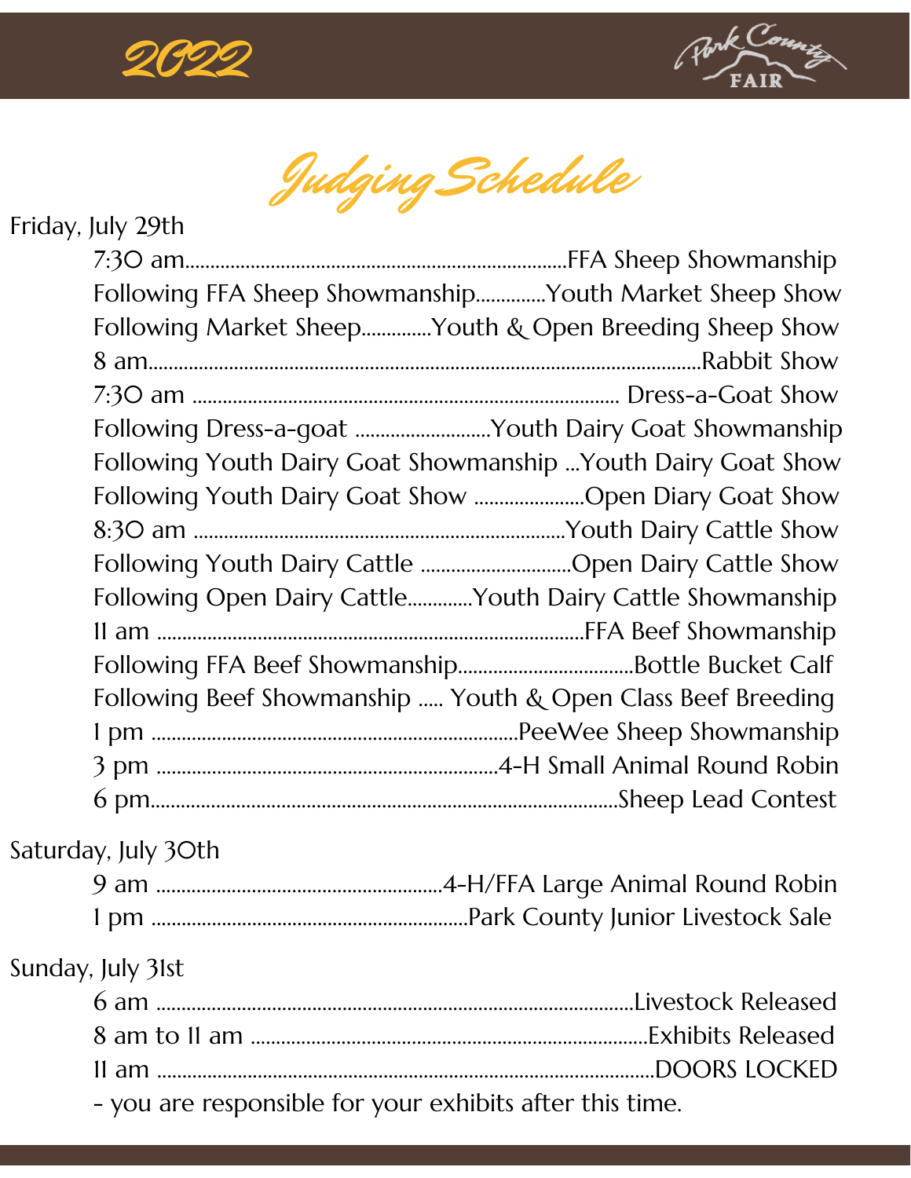2022

Park County FAIR

# Judging Schedule

## Friday, July 29th

7:30 am....................FFA Sheep Showmanship
Following FFA Sheep Showmanship..............Youth Market Sheep Show
Following Market Sheep..............Youth & Open Breeding Sheep Show
8 am....................Rabbit Show
7:30 am .................... Dress-a-Goat Show
Following Dress-a-goat ....................Youth Dairy Goat Showmanship
Following Youth Dairy Goat Showmanship ...Youth Dairy Goat Show
Following Youth Dairy Goat Show ....................Open Diary Goat Show
8:30 am ....................Youth Dairy Cattle Show
Following Youth Dairy Cattle ....................Open Dairy Cattle Show
Following Open Dairy Cattle.............Youth Dairy Cattle Showmanship
11 am ....................FFA Beef Showmanship
Following FFA Beef Showmanship....................Bottle Bucket Calf
Following Beef Showmanship ..... Youth & Open Class Beef Breeding
1 pm ....................PeeWee Sheep Showmanship
3 pm ....................4-H Small Animal Round Robin
6 pm....................Sheep Lead Contest

## Saturday, July 30th

9 am ....................4-H/FFA Large Animal Round Robin
1 pm ....................Park County Junior Livestock Sale

## Sunday, July 31st

6 am ....................Livestock Released
8 am to 11 am ....................Exhibits Released
11 am ....................DOORS LOCKED
- you are responsible for your exhibits after this time.